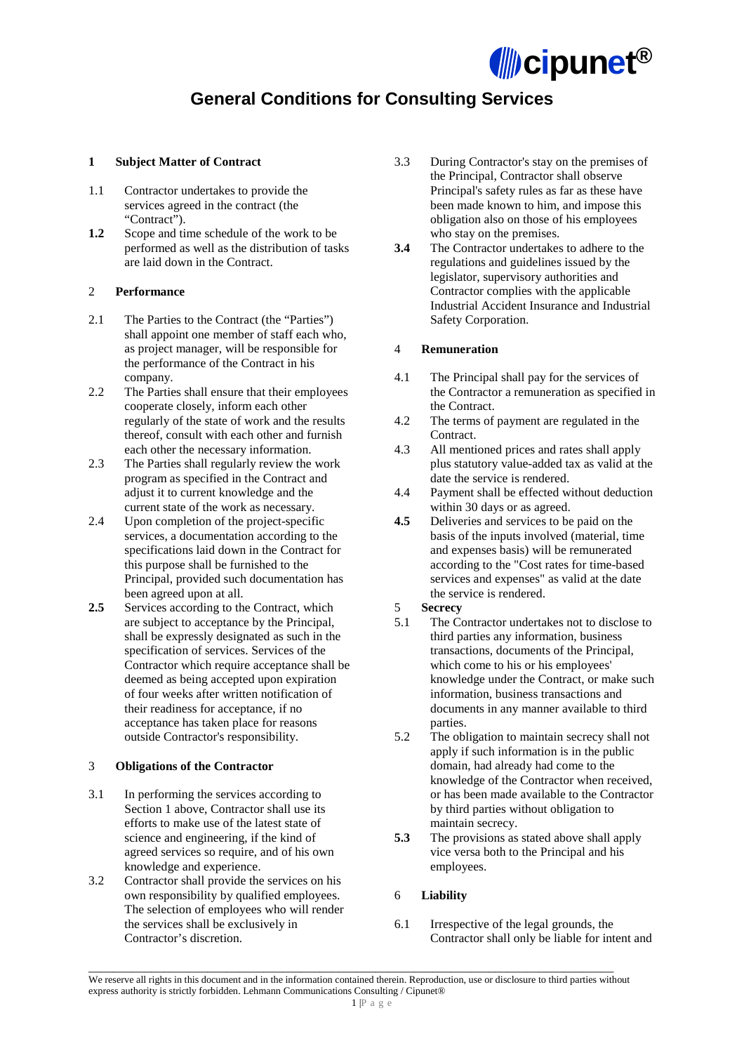# General Conditions for Consulting Services

## 1 Subject Matter of Contract

1.1 Contractor undertakes to provide the services agreed in the contract (the "Contract").

**1.2** Scope and time schedule of the work to be performed as well as the distribution of tasks are laid down in the Contract.

## 2 Performance

2.1 The Parties to the Contract (the "Parties") shall appoint one member of staff each who, as project manager, will be responsible for the performance of the Contract in his company.

2.2 The Parties shall ensure that their employees cooperate closely, inform each other regularly of the state of work and the results thereof, consult with each other and furnish each other the necessary information.

2.3 The Parties shall regularly review the work program as specified in the Contract and adjust it to current knowledge and the current state of the work as necessary.

2.4 Upon completion of the project-specific services, a documentation according to the specifications laid down in the Contract for this purpose shall be furnished to the Principal, provided such documentation has been agreed upon at all.

**2.5** Services according to the Contract, which are subject to acceptance by the Principal, shall be expressly designated as such in the specification of services. Services of the Contractor which require acceptance shall be deemed as being accepted upon expiration of four weeks after written notification of their readiness for acceptance, if no acceptance has taken place for reasons outside Contractor's responsibility.

## 3 Obligations of the Contractor

3.1 In performing the services according to Section 1 above, Contractor shall use its efforts to make use of the latest state of science and engineering, if the kind of agreed services so require, and of his own knowledge and experience.

3.2 Contractor shall provide the services on his own responsibility by qualified employees. The selection of employees who will render the services shall be exclusively in Contractor's discretion.

3.3 During Contractor's stay on the premises of the Principal, Contractor shall observe Principal's safety rules as far as these have been made known to him, and impose this obligation also on those of his employees who stay on the premises.

**3.4** The Contractor undertakes to adhere to the regulations and guidelines issued by the legislator, supervisory authorities and Contractor complies with the applicable Industrial Accident Insurance and Industrial Safety Corporation.

## 4 Remuneration

4.1 The Principal shall pay for the services of the Contractor a remuneration as specified in the Contract.

4.2 The terms of payment are regulated in the Contract.

4.3 All mentioned prices and rates shall apply plus statutory value-added tax as valid at the date the service is rendered.

4.4 Payment shall be effected without deduction within 30 days or as agreed.

**4.5** Deliveries and services to be paid on the basis of the inputs involved (material, time and expenses basis) will be remunerated according to the "Cost rates for time-based services and expenses" as valid at the date the service is rendered.

## 5 Secrecy

5.1 The Contractor undertakes not to disclose to third parties any information, business transactions, documents of the Principal, which come to his or his employees' knowledge under the Contract, or make such information, business transactions and documents in any manner available to third parties.

5.2 The obligation to maintain secrecy shall not apply if such information is in the public domain, had already had come to the knowledge of the Contractor when received, or has been made available to the Contractor by third parties without obligation to maintain secrecy.

**5.3** The provisions as stated above shall apply vice versa both to the Principal and his employees.

## 6 Liability

6.1 Irrespective of the legal grounds, the Contractor shall only be liable for intent and

We reserve all rights in this document and in the information contained therein. Reproduction, use or disclosure to third parties without express authority is strictly forbidden. Lehmann Communications Consulting / Cipunet®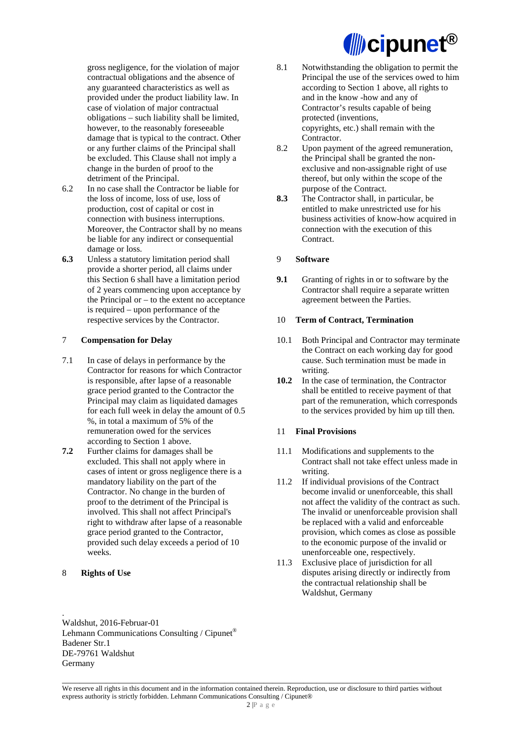gross negligence, for the violation of major contractual obligations and the absence of any guaranteed characteristics as well as provided under the product liability law. In case of violation of major contractual obligations – such liability shall be limited, however, to the reasonably foreseeable damage that is typical to the contract. Other or any further claims of the Principal shall be excluded. This Clause shall not imply a change in the burden of proof to the detriment of the Principal.

6.2 In no case shall the Contractor be liable for the loss of income, loss of use, loss of production, cost of capital or cost in connection with business interruptions. Moreover, the Contractor shall by no means be liable for any indirect or consequential damage or loss.

**6.3** Unless a statutory limitation period shall provide a shorter period, all claims under this Section 6 shall have a limitation period of 2 years commencing upon acceptance by the Principal or – to the extent no acceptance is required – upon performance of the respective services by the Contractor.

## 7 Compensation for Delay

7.1 In case of delays in performance by the Contractor for reasons for which Contractor is responsible, after lapse of a reasonable grace period granted to the Contractor the Principal may claim as liquidated damages for each full week in delay the amount of 0.5 %, in total a maximum of 5% of the remuneration owed for the services according to Section 1 above.

**7.2** Further claims for damages shall be excluded. This shall not apply where in cases of intent or gross negligence there is a mandatory liability on the part of the Contractor. No change in the burden of proof to the detriment of the Principal is involved. This shall not affect Principal's right to withdraw after lapse of a reasonable grace period granted to the Contractor, provided such delay exceeds a period of 10 weeks.

## 8 Rights of Use

8.1 Notwithstanding the obligation to permit the Principal the use of the services owed to him according to Section 1 above, all rights to and in the know -how and any of Contractor's results capable of being protected (inventions, copyrights, etc.) shall remain with the Contractor.

8.2 Upon payment of the agreed remuneration, the Principal shall be granted the non-exclusive and non-assignable right of use thereof, but only within the scope of the purpose of the Contract.

**8.3** The Contractor shall, in particular, be entitled to make unrestricted use for his business activities of know-how acquired in connection with the execution of this Contract.

## 9 Software

**9.1** Granting of rights in or to software by the Contractor shall require a separate written agreement between the Parties.

## 10 Term of Contract, Termination

10.1 Both Principal and Contractor may terminate the Contract on each working day for good cause. Such termination must be made in writing.

**10.2** In the case of termination, the Contractor shall be entitled to receive payment of that part of the remuneration, which corresponds to the services provided by him up till then.

## 11 Final Provisions

11.1 Modifications and supplements to the Contract shall not take effect unless made in writing.

11.2 If individual provisions of the Contract become invalid or unenforceable, this shall not affect the validity of the contract as such. The invalid or unenforceable provision shall be replaced with a valid and enforceable provision, which comes as close as possible to the economic purpose of the invalid or unenforceable one, respectively.

11.3 Exclusive place of jurisdiction for all disputes arising directly or indirectly from the contractual relationship shall be Waldshut, Germany

Waldshut, 2016-Februar-01
Lehmann Communications Consulting / Cipunet®
Badener Str.1
DE-79761 Waldshut
Germany

We reserve all rights in this document and in the information contained therein. Reproduction, use or disclosure to third parties without express authority is strictly forbidden. Lehmann Communications Consulting / Cipunet®